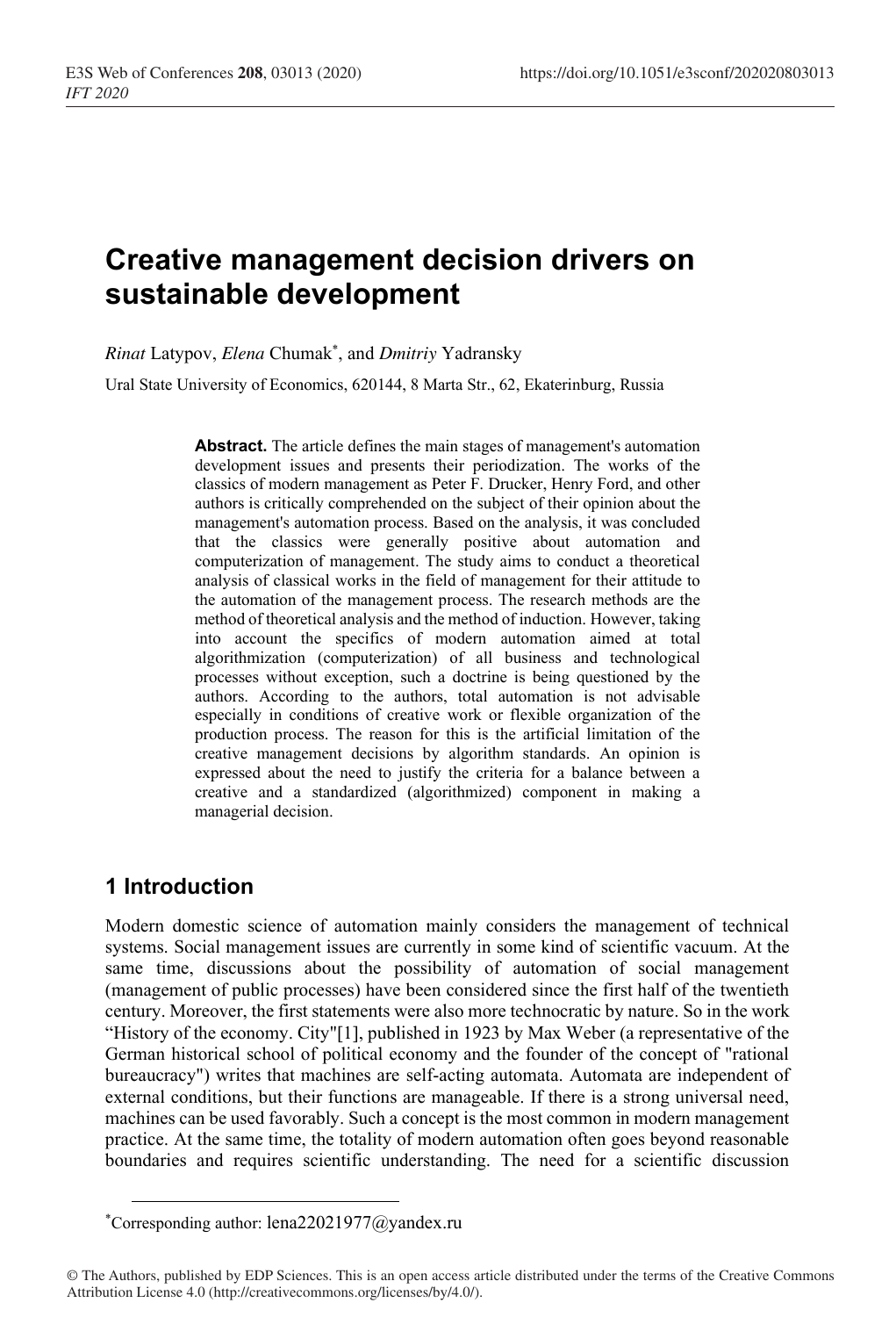# Creative management decision drivers on sustainable development

*Rinat* Latypov, *Elena* Chumak[*], and *Dmitriy* Yadransky

Ural State University of Economics, 620144, 8 Marta Str., 62, Ekaterinburg, Russia

**Abstract.** The article defines the main stages of management's automation development issues and presents their periodization. The works of the classics of modern management as Peter F. Drucker, Henry Ford, and other authors is critically comprehended on the subject of their opinion about the management's automation process. Based on the analysis, it was concluded that the classics were generally positive about automation and computerization of management. The study aims to conduct a theoretical analysis of classical works in the field of management for their attitude to the automation of the management process. The research methods are the method of theoretical analysis and the method of induction. However, taking into account the specifics of modern automation aimed at total algorithmization (computerization) of all business and technological processes without exception, such a doctrine is being questioned by the authors. According to the authors, total automation is not advisable especially in conditions of creative work or flexible organization of the production process. The reason for this is the artificial limitation of the creative management decisions by algorithm standards. An opinion is expressed about the need to justify the criteria for a balance between a creative and a standardized (algorithmized) component in making a managerial decision.

## 1 Introduction

Modern domestic science of automation mainly considers the management of technical systems. Social management issues are currently in some kind of scientific vacuum. At the same time, discussions about the possibility of automation of social management (management of public processes) have been considered since the first half of the twentieth century. Moreover, the first statements were also more technocratic by nature. So in the work “History of the economy. City"[1], published in 1923 by Max Weber (a representative of the German historical school of political economy and the founder of the concept of "rational bureaucracy") writes that machines are self-acting automata. Automata are independent of external conditions, but their functions are manageable. If there is a strong universal need, machines can be used favorably. Such a concept is the most common in modern management practice. At the same time, the totality of modern automation often goes beyond reasonable boundaries and requires scientific understanding. The need for a scientific discussion

[*]Corresponding author: lena22021977@yandex.ru

© The Authors, published by EDP Sciences. This is an open access article distributed under the terms of the Creative Commons Attribution License 4.0 (http://creativecommons.org/licenses/by/4.0/).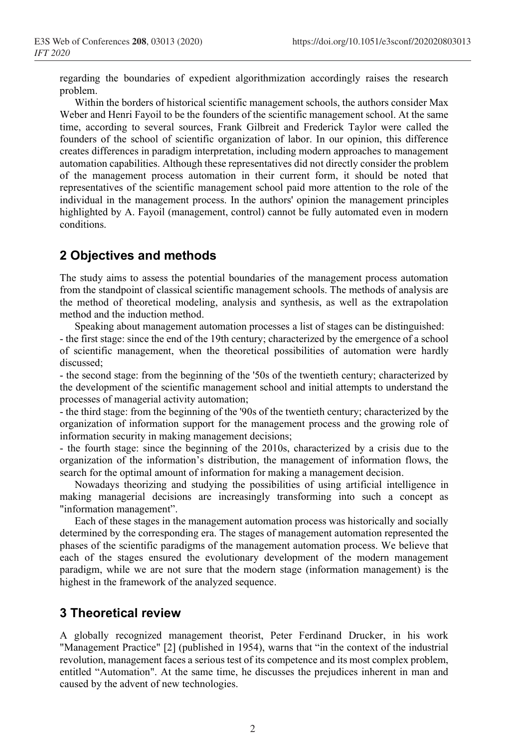regarding the boundaries of expedient algorithmization accordingly raises the research problem.

Within the borders of historical scientific management schools, the authors consider Max Weber and Henri Fayoil to be the founders of the scientific management school. At the same time, according to several sources, Frank Gilbreit and Frederick Taylor were called the founders of the school of scientific organization of labor. In our opinion, this difference creates differences in paradigm interpretation, including modern approaches to management automation capabilities. Although these representatives did not directly consider the problem of the management process automation in their current form, it should be noted that representatives of the scientific management school paid more attention to the role of the individual in the management process. In the authors' opinion the management principles highlighted by A. Fayoil (management, control) cannot be fully automated even in modern conditions.

## 2 Objectives and methods

The study aims to assess the potential boundaries of the management process automation from the standpoint of classical scientific management schools. The methods of analysis are the method of theoretical modeling, analysis and synthesis, as well as the extrapolation method and the induction method.

Speaking about management automation processes a list of stages can be distinguished:

- the first stage: since the end of the 19th century; characterized by the emergence of a school of scientific management, when the theoretical possibilities of automation were hardly discussed;
- the second stage: from the beginning of the '50s of the twentieth century; characterized by the development of the scientific management school and initial attempts to understand the processes of managerial activity automation;
- the third stage: from the beginning of the '90s of the twentieth century; characterized by the organization of information support for the management process and the growing role of information security in making management decisions;
- the fourth stage: since the beginning of the 2010s, characterized by a crisis due to the organization of the information's distribution, the management of information flows, the search for the optimal amount of information for making a management decision.

Nowadays theorizing and studying the possibilities of using artificial intelligence in making managerial decisions are increasingly transforming into such a concept as "information management".

Each of these stages in the management automation process was historically and socially determined by the corresponding era. The stages of management automation represented the phases of the scientific paradigms of the management automation process. We believe that each of the stages ensured the evolutionary development of the modern management paradigm, while we are not sure that the modern stage (information management) is the highest in the framework of the analyzed sequence.

## 3 Theoretical review

A globally recognized management theorist, Peter Ferdinand Drucker, in his work "Management Practice" [2] (published in 1954), warns that "in the context of the industrial revolution, management faces a serious test of its competence and its most complex problem, entitled "Automation". At the same time, he discusses the prejudices inherent in man and caused by the advent of new technologies.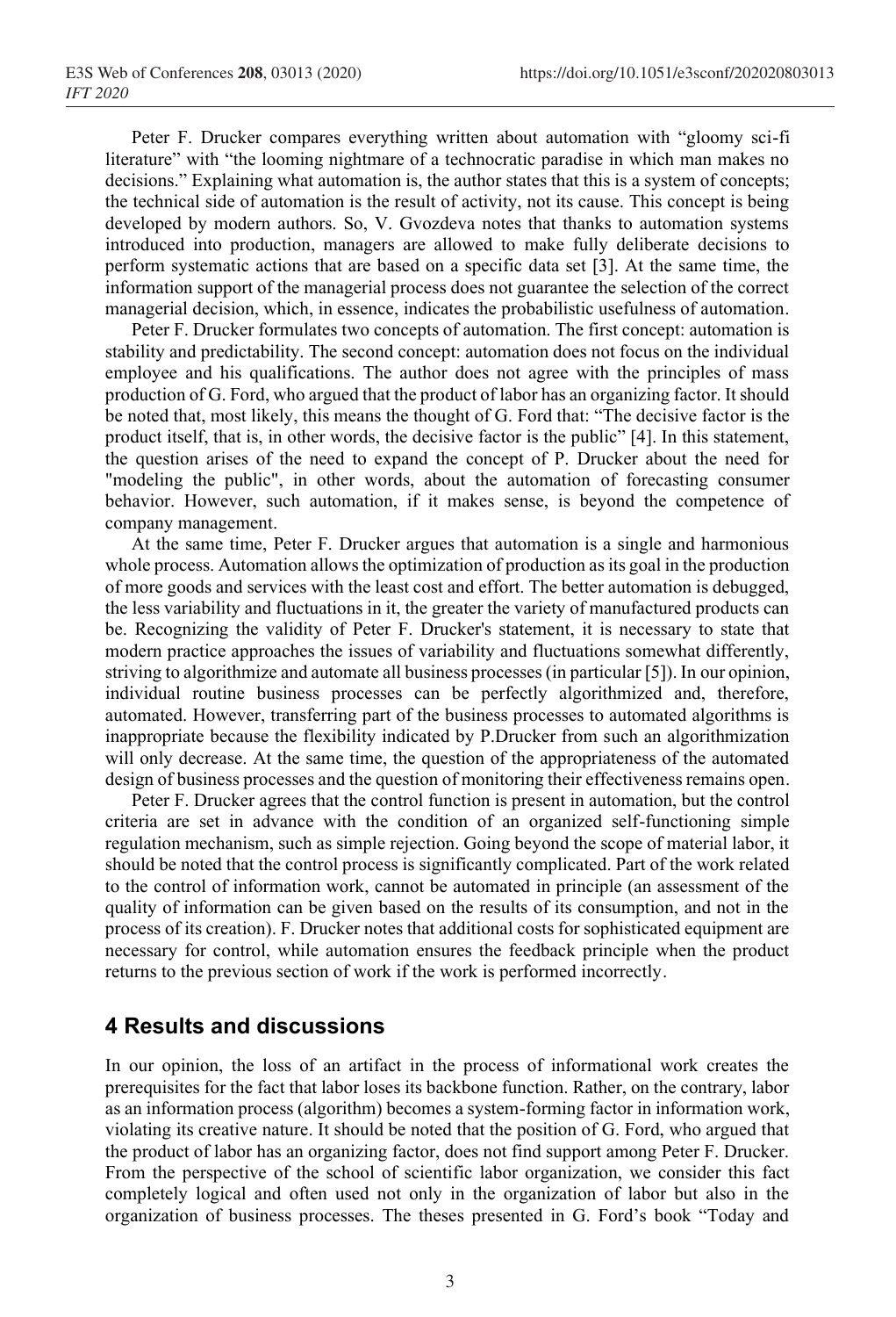Peter F. Drucker compares everything written about automation with “gloomy sci-fi literature” with “the looming nightmare of a technocratic paradise in which man makes no decisions.” Explaining what automation is, the author states that this is a system of concepts; the technical side of automation is the result of activity, not its cause. This concept is being developed by modern authors. So, V. Gvozdeva notes that thanks to automation systems introduced into production, managers are allowed to make fully deliberate decisions to perform systematic actions that are based on a specific data set [3]. At the same time, the information support of the managerial process does not guarantee the selection of the correct managerial decision, which, in essence, indicates the probabilistic usefulness of automation.

Peter F. Drucker formulates two concepts of automation. The first concept: automation is stability and predictability. The second concept: automation does not focus on the individual employee and his qualifications. The author does not agree with the principles of mass production of G. Ford, who argued that the product of labor has an organizing factor. It should be noted that, most likely, this means the thought of G. Ford that: “The decisive factor is the product itself, that is, in other words, the decisive factor is the public” [4]. In this statement, the question arises of the need to expand the concept of P. Drucker about the need for "modeling the public", in other words, about the automation of forecasting consumer behavior. However, such automation, if it makes sense, is beyond the competence of company management.

At the same time, Peter F. Drucker argues that automation is a single and harmonious whole process. Automation allows the optimization of production as its goal in the production of more goods and services with the least cost and effort. The better automation is debugged, the less variability and fluctuations in it, the greater the variety of manufactured products can be. Recognizing the validity of Peter F. Drucker's statement, it is necessary to state that modern practice approaches the issues of variability and fluctuations somewhat differently, striving to algorithmize and automate all business processes (in particular [5]). In our opinion, individual routine business processes can be perfectly algorithmized and, therefore, automated. However, transferring part of the business processes to automated algorithms is inappropriate because the flexibility indicated by P.Drucker from such an algorithmization will only decrease. At the same time, the question of the appropriateness of the automated design of business processes and the question of monitoring their effectiveness remains open.

Peter F. Drucker agrees that the control function is present in automation, but the control criteria are set in advance with the condition of an organized self-functioning simple regulation mechanism, such as simple rejection. Going beyond the scope of material labor, it should be noted that the control process is significantly complicated. Part of the work related to the control of information work, cannot be automated in principle (an assessment of the quality of information can be given based on the results of its consumption, and not in the process of its creation). F. Drucker notes that additional costs for sophisticated equipment are necessary for control, while automation ensures the feedback principle when the product returns to the previous section of work if the work is performed incorrectly.

## 4 Results and discussions

In our opinion, the loss of an artifact in the process of informational work creates the prerequisites for the fact that labor loses its backbone function. Rather, on the contrary, labor as an information process (algorithm) becomes a system-forming factor in information work, violating its creative nature. It should be noted that the position of G. Ford, who argued that the product of labor has an organizing factor, does not find support among Peter F. Drucker. From the perspective of the school of scientific labor organization, we consider this fact completely logical and often used not only in the organization of labor but also in the organization of business processes. The theses presented in G. Ford’s book “Today and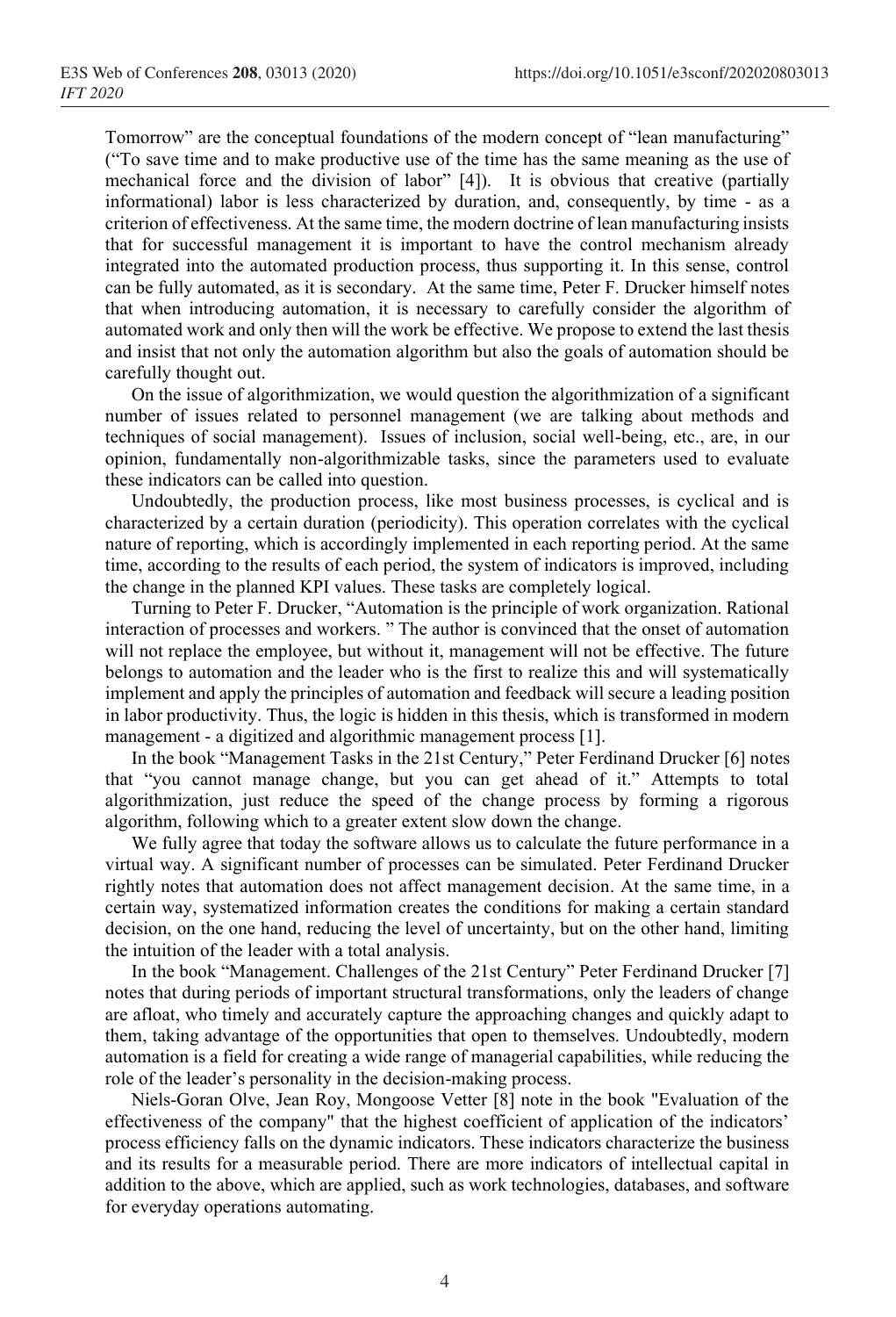Tomorrow" are the conceptual foundations of the modern concept of "lean manufacturing" ("To save time and to make productive use of the time has the same meaning as the use of mechanical force and the division of labor" [4]). It is obvious that creative (partially informational) labor is less characterized by duration, and, consequently, by time - as a criterion of effectiveness. At the same time, the modern doctrine of lean manufacturing insists that for successful management it is important to have the control mechanism already integrated into the automated production process, thus supporting it. In this sense, control can be fully automated, as it is secondary. At the same time, Peter F. Drucker himself notes that when introducing automation, it is necessary to carefully consider the algorithm of automated work and only then will the work be effective. We propose to extend the last thesis and insist that not only the automation algorithm but also the goals of automation should be carefully thought out.

On the issue of algorithmization, we would question the algorithmization of a significant number of issues related to personnel management (we are talking about methods and techniques of social management). Issues of inclusion, social well-being, etc., are, in our opinion, fundamentally non-algorithmizable tasks, since the parameters used to evaluate these indicators can be called into question.

Undoubtedly, the production process, like most business processes, is cyclical and is characterized by a certain duration (periodicity). This operation correlates with the cyclical nature of reporting, which is accordingly implemented in each reporting period. At the same time, according to the results of each period, the system of indicators is improved, including the change in the planned KPI values. These tasks are completely logical.

Turning to Peter F. Drucker, "Automation is the principle of work organization. Rational interaction of processes and workers. " The author is convinced that the onset of automation will not replace the employee, but without it, management will not be effective. The future belongs to automation and the leader who is the first to realize this and will systematically implement and apply the principles of automation and feedback will secure a leading position in labor productivity. Thus, the logic is hidden in this thesis, which is transformed in modern management - a digitized and algorithmic management process [1].

In the book "Management Tasks in the 21st Century," Peter Ferdinand Drucker [6] notes that "you cannot manage change, but you can get ahead of it." Attempts to total algorithmization, just reduce the speed of the change process by forming a rigorous algorithm, following which to a greater extent slow down the change.

We fully agree that today the software allows us to calculate the future performance in a virtual way. A significant number of processes can be simulated. Peter Ferdinand Drucker rightly notes that automation does not affect management decision. At the same time, in a certain way, systematized information creates the conditions for making a certain standard decision, on the one hand, reducing the level of uncertainty, but on the other hand, limiting the intuition of the leader with a total analysis.

In the book "Management. Challenges of the 21st Century" Peter Ferdinand Drucker [7] notes that during periods of important structural transformations, only the leaders of change are afloat, who timely and accurately capture the approaching changes and quickly adapt to them, taking advantage of the opportunities that open to themselves. Undoubtedly, modern automation is a field for creating a wide range of managerial capabilities, while reducing the role of the leader's personality in the decision-making process.

Niels-Goran Olve, Jean Roy, Mongoose Vetter [8] note in the book "Evaluation of the effectiveness of the company" that the highest coefficient of application of the indicators' process efficiency falls on the dynamic indicators. These indicators characterize the business and its results for a measurable period. There are more indicators of intellectual capital in addition to the above, which are applied, such as work technologies, databases, and software for everyday operations automating.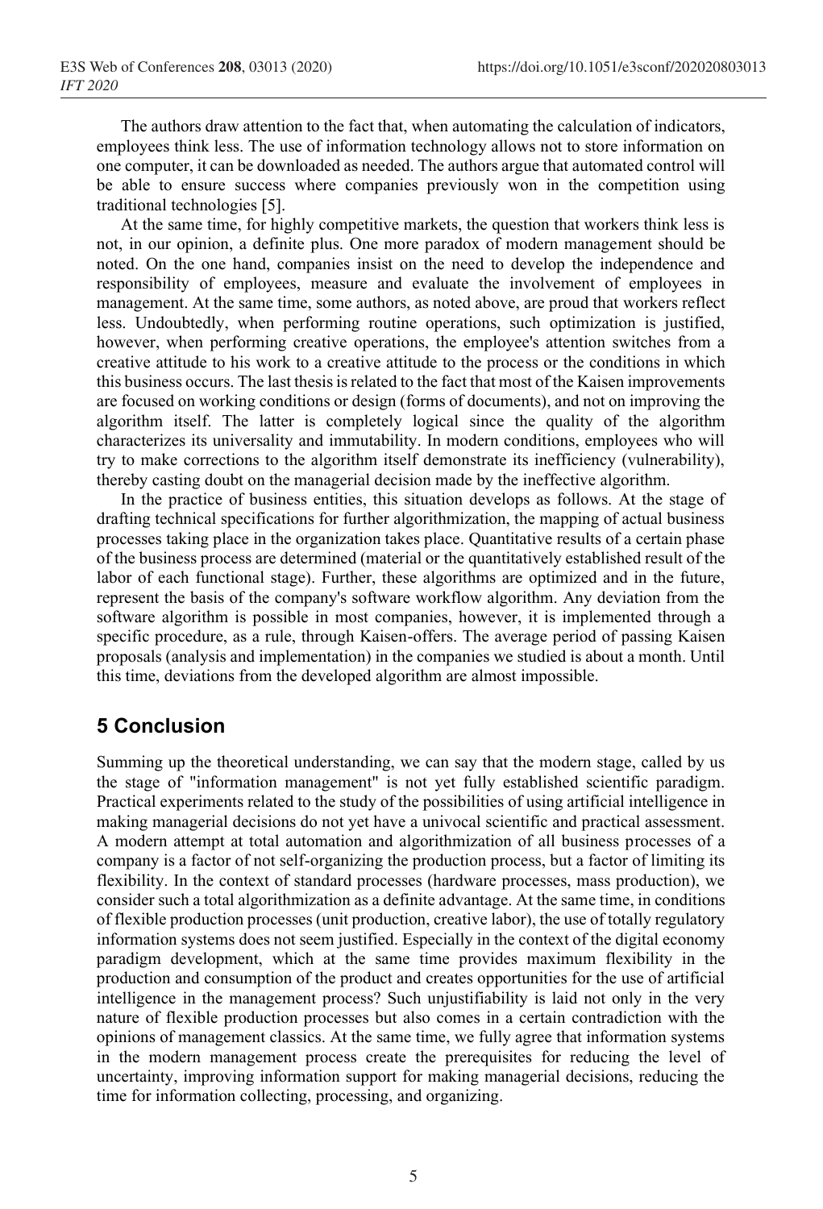The authors draw attention to the fact that, when automating the calculation of indicators, employees think less. The use of information technology allows not to store information on one computer, it can be downloaded as needed. The authors argue that automated control will be able to ensure success where companies previously won in the competition using traditional technologies [5].

At the same time, for highly competitive markets, the question that workers think less is not, in our opinion, a definite plus. One more paradox of modern management should be noted. On the one hand, companies insist on the need to develop the independence and responsibility of employees, measure and evaluate the involvement of employees in management. At the same time, some authors, as noted above, are proud that workers reflect less. Undoubtedly, when performing routine operations, such optimization is justified, however, when performing creative operations, the employee's attention switches from a creative attitude to his work to a creative attitude to the process or the conditions in which this business occurs. The last thesis is related to the fact that most of the Kaisen improvements are focused on working conditions or design (forms of documents), and not on improving the algorithm itself. The latter is completely logical since the quality of the algorithm characterizes its universality and immutability. In modern conditions, employees who will try to make corrections to the algorithm itself demonstrate its inefficiency (vulnerability), thereby casting doubt on the managerial decision made by the ineffective algorithm.

In the practice of business entities, this situation develops as follows. At the stage of drafting technical specifications for further algorithmization, the mapping of actual business processes taking place in the organization takes place. Quantitative results of a certain phase of the business process are determined (material or the quantitatively established result of the labor of each functional stage). Further, these algorithms are optimized and in the future, represent the basis of the company's software workflow algorithm. Any deviation from the software algorithm is possible in most companies, however, it is implemented through a specific procedure, as a rule, through Kaisen-offers. The average period of passing Kaisen proposals (analysis and implementation) in the companies we studied is about a month. Until this time, deviations from the developed algorithm are almost impossible.

## 5 Conclusion

Summing up the theoretical understanding, we can say that the modern stage, called by us the stage of "information management" is not yet fully established scientific paradigm. Practical experiments related to the study of the possibilities of using artificial intelligence in making managerial decisions do not yet have a univocal scientific and practical assessment. A modern attempt at total automation and algorithmization of all business processes of a company is a factor of not self-organizing the production process, but a factor of limiting its flexibility. In the context of standard processes (hardware processes, mass production), we consider such a total algorithmization as a definite advantage. At the same time, in conditions of flexible production processes (unit production, creative labor), the use of totally regulatory information systems does not seem justified. Especially in the context of the digital economy paradigm development, which at the same time provides maximum flexibility in the production and consumption of the product and creates opportunities for the use of artificial intelligence in the management process? Such unjustifiability is laid not only in the very nature of flexible production processes but also comes in a certain contradiction with the opinions of management classics. At the same time, we fully agree that information systems in the modern management process create the prerequisites for reducing the level of uncertainty, improving information support for making managerial decisions, reducing the time for information collecting, processing, and organizing.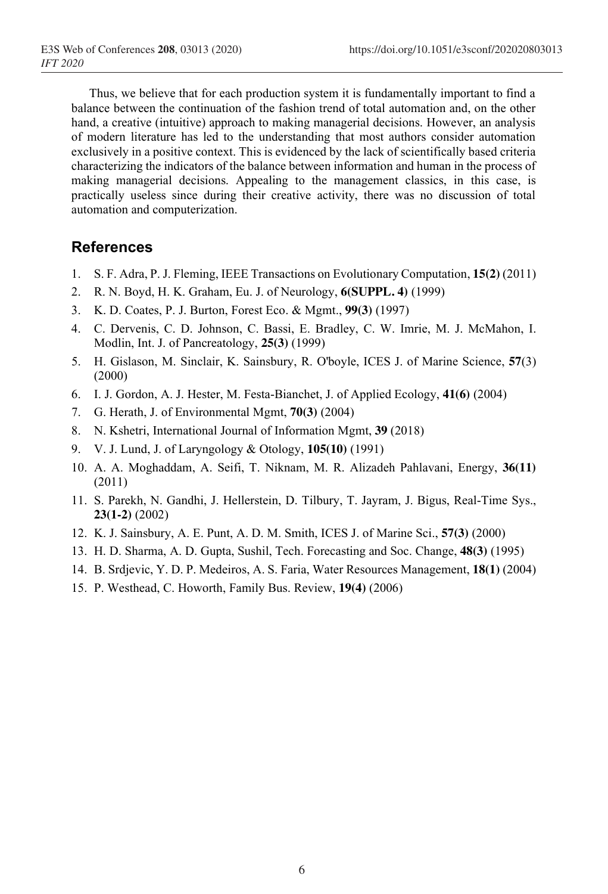Thus, we believe that for each production system it is fundamentally important to find a balance between the continuation of the fashion trend of total automation and, on the other hand, a creative (intuitive) approach to making managerial decisions. However, an analysis of modern literature has led to the understanding that most authors consider automation exclusively in a positive context. This is evidenced by the lack of scientifically based criteria characterizing the indicators of the balance between information and human in the process of making managerial decisions. Appealing to the management classics, in this case, is practically useless since during their creative activity, there was no discussion of total automation and computerization.

## References

1. S. F. Adra, P. J. Fleming, IEEE Transactions on Evolutionary Computation, **15(2)** (2011)
2. R. N. Boyd, H. K. Graham, Eu. J. of Neurology, **6(SUPPL. 4)** (1999)
3. K. D. Coates, P. J. Burton, Forest Eco. & Mgmt., **99(3)** (1997)
4. C. Dervenis, C. D. Johnson, C. Bassi, E. Bradley, C. W. Imrie, M. J. McMahon, I. Modlin, Int. J. of Pancreatology, **25(3)** (1999)
5. H. Gislason, M. Sinclair, K. Sainsbury, R. O'boyle, ICES J. of Marine Science, **57**(3) (2000)
6. I. J. Gordon, A. J. Hester, M. Festa-Bianchet, J. of Applied Ecology, **41(6)** (2004)
7. G. Herath, J. of Environmental Mgmt, **70(3)** (2004)
8. N. Kshetri, International Journal of Information Mgmt, **39** (2018)
9. V. J. Lund, J. of Laryngology & Otology, **105(10)** (1991)
10. A. A. Moghaddam, A. Seifi, T. Niknam, M. R. Alizadeh Pahlavani, Energy, **36(11)** (2011)
11. S. Parekh, N. Gandhi, J. Hellerstein, D. Tilbury, T. Jayram, J. Bigus, Real-Time Sys., **23(1-2)** (2002)
12. K. J. Sainsbury, A. E. Punt, A. D. M. Smith, ICES J. of Marine Sci., **57(3)** (2000)
13. H. D. Sharma, A. D. Gupta, Sushil, Tech. Forecasting and Soc. Change, **48(3)** (1995)
14. B. Srdjevic, Y. D. P. Medeiros, A. S. Faria, Water Resources Management, **18(1)** (2004)
15. P. Westhead, C. Howorth, Family Bus. Review, **19(4)** (2006)